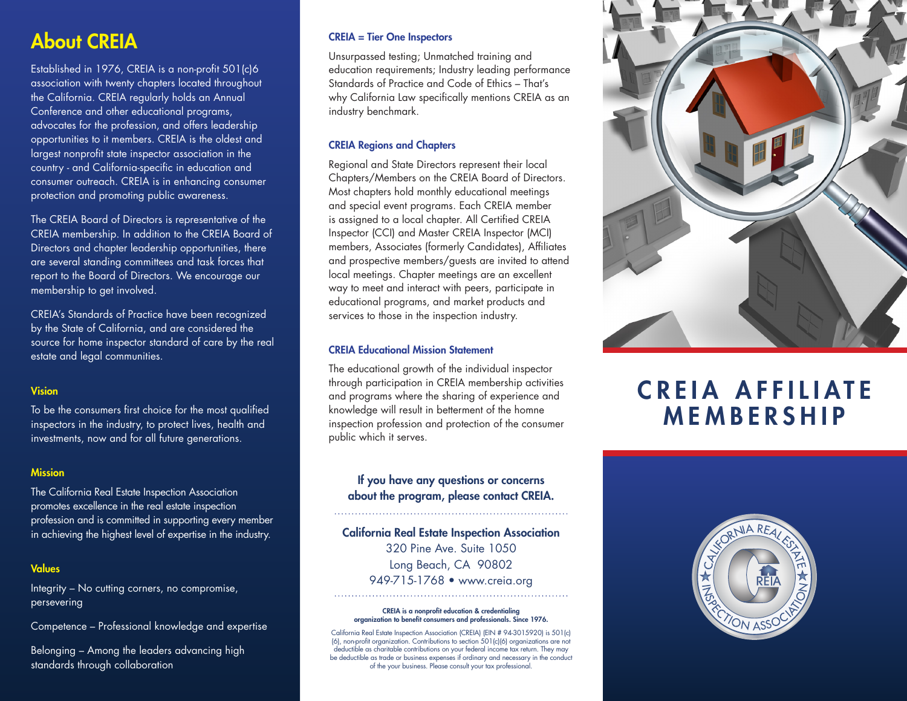## About CREIA

Established in 1976, CREIA is a non-profit 501(c)6 association with twenty chapters located throughout the California. CREIA regularly holds an Annual Conference and other educational programs, advocates for the profession, and offers leadership opportunities to it members. CREIA is the oldest and largest nonprofit state inspector association in the country - and California-specific in education and consumer outreach. CREIA is in enhancing consumer protection and promoting public awareness.

The CREIA Board of Directors is representative of the CREIA membership. In addition to the CREIA Board of Directors and chapter leadership opportunities, there are several standing committees and task forces that report to the Board of Directors. We encourage our membership to get involved.

CREIA's Standards of Practice have been recognized by the State of California, and are considered the source for home inspector standard of care by the real estate and legal communities.

### Vision

To be the consumers first choice for the most qualified inspectors in the industry, to protect lives, health and investments, now and for all future generations.

### Mission

The California Real Estate Inspection Association promotes excellence in the real estate inspection profession and is committed in supporting every member in achieving the highest level of expertise in the industry.

### Values

Integrity – No cutting corners, no compromise, persevering

Competence – Professional knowledge and expertise

Belonging – Among the leaders advancing high standards through collaboration

### CREIA = Tier One Inspectors

Unsurpassed testing; Unmatched training and education requirements; Industry leading performance Standards of Practice and Code of Ethics – That's why California Law specifically mentions CREIA as an industry benchmark.

### CREIA Regions and Chapters

Regional and State Directors represent their local Chapters/Members on the CREIA Board of Directors. Most chapters hold monthly educational meetings and special event programs. Each CREIA member is assigned to a local chapter. All Certified CREIA Inspector (CCI) and Master CREIA Inspector (MCI) members, Associates (formerly Candidates), Affiliates and prospective members/guests are invited to attend local meetings. Chapter meetings are an excellent way to meet and interact with peers, participate in educational programs, and market products and services to those in the inspection industry.

### CREIA Educational Mission Statement

The educational growth of the individual inspector through participation in CREIA membership activities and programs where the sharing of experience and knowledge will result in betterment of the homne inspection profession and protection of the consumer public which it serves.

**If you have any questions or concerns about the program, please contact CREIA.**

**California Real Estate Inspection Association**
320 Pine Ave. Suite 1050
Long Beach, CA 90802
949-715-1768 • www.creia.org

**CREIA is a nonprofit education & credentialing organization to benefit consumers and professionals. Since 1976.**

California Real Estate Inspection Association (CREIA) (EIN # 94-3015920) is 501(c)(6), non-profit organization. Contributions to section 501(c)(6) organizations are not deductible as charitable contributions on your federal income tax return. They may be deductible as trade or business expenses if ordinary and necessary in the conduct of the your business. Please consult your tax professional.

# CREIA AFFILIATE MEMBERSHIP

CALIFORNIA REAL ESTATE INSPECTION ASSOCIATION

CREIA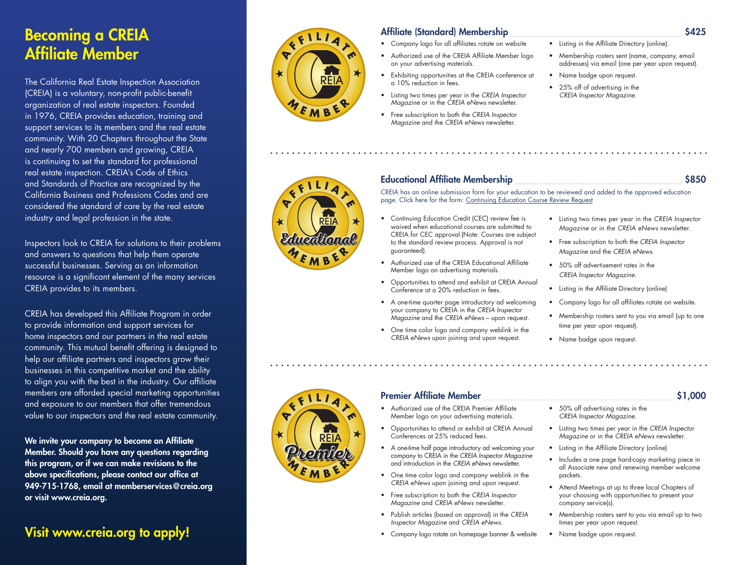# Becoming a CREIA Affiliate Member

The California Real Estate Inspection Association (CREIA) is a voluntary, non-profit public-benefit organization of real estate inspectors. Founded in 1976, CREIA provides education, training and support services to its members and the real estate community. With 20 Chapters throughout the State and nearly 700 members and growing, CREIA is continuing to set the standard for professional real estate inspection. CREIA's Code of Ethics and Standards of Practice are recognized by the California Business and Professions Codes and are considered the standard of care by the real estate industry and legal profession in the state.

Inspectors look to CREIA for solutions to their problems and answers to questions that help them operate successful businesses. Serving as an information resource is a significant element of the many services CREIA provides to its members.

CREIA has developed this Affiliate Program in order to provide information and support services for home inspectors and our partners in the real estate community. This mutual benefit offering is designed to help our affiliate partners and inspectors grow their businesses in this competitive market and the ability to align you with the best in the industry. Our affiliate members are afforded special marketing opportunities and exposure to our members that offer tremendous value to our inspectors and the real estate community.

**We invite your company to become an Affiliate Member. Should you have any questions regarding this program, or if we can make revisions to the above specifications, please contact our office at 949-715-1768, email at memberservices@creia.org or visit www.creia.org.**

**Visit www.creia.org to apply!**

## Affiliate (Standard) Membership — $425

- Company logo for all affiliates rotate on website
- Authorized use of the CREIA Affiliate Member logo on your advertising materials.
- Exhibiting opportunities at the CREIA conference at a 10% reduction in fees.
- Listing two times per year in the *CREIA Inspector Magazine* or in the *CREIA eNews* newsletter.
- Free subscription to both the *CREIA Inspector Magazine* and the *CREIA eNews* newsletter.
- Listing in the Affiliate Directory (online).
- Membership rosters sent (name, company, email addresses) via email (one per year upon request).
- Name badge upon request.
- 25% off of advertising in the *CREIA Inspector Magazine.*

## Educational Affiliate Membership — $850

CREIA has an online submission form for your education to be reviewed and added to the approved education page. Click here for the form: Continuing Education Course Review Request

- Continuing Education Credit (CEC) review fee is waived when educational courses are submitted to CREIA for CEC approval (Note: Courses are subject to the standard review process. Approval is not guaranteed).
- Authorized use of the CREIA Educational Affiliate Member logo on advertising materials.
- Opportunities to attend and exhibit at CREIA Annual Conference at a 20% reduction in fees.
- A one-time quarter page introductory ad welcoming your company to CREIA in the *CREIA Inspector Magazine* and the *CREIA eNews* – upon request.
- One time color logo and company weblink in the *CREIA eNews* upon joining and upon request.
- Listing two times per year in the *CREIA Inspector Magazine* or in the *CREIA eNews* newsletter.
- Free subscription to both the *CREIA Inspector Magazine* and the *CREIA eNews.*
- 50% off advertisement rates in the *CREIA Inspector Magazine.*
- Listing in the Affiliate Directory (online)
- Company logo for all affiliates rotate on website.
- Membership rosters sent to you via email (up to one time per year upon request).
- Name badge upon request.

## Premier Affiliate Member — $1,000

- Authorized use of the CREIA Premier Affiliate Member logo on your advertising materials.
- Opportunities to attend or exhibit at CREIA Annual Conferences at 25% reduced fees.
- A one-time half page introductory ad welcoming your company to CREIA in the *CREIA Inspector Magazine* and introduction in the *CREIA eNews* newsletter.
- One time color logo and company weblink in the *CREIA eNews* upon joining and upon request.
- Free subscription to both the *CREIA Inspector Magazine* and *CREIA eNews* newsletter.
- Publish articles (based on approval) in the *CREIA Inspector Magazine* and *CREIA eNews.*
- Company logo rotate on homepage banner & website
- 50% off advertising rates in the *CREIA Inspector Magazine.*
- Listing two times per year in the *CREIA Inspector Magazine* or in the *CREIA eNews* newsletter.
- Listing in the Affiliate Directory (online)
- Includes a one page hard-copy marketing piece in all Associate new and renewing member welcome packets.
- Attend Meetings at up to three local Chapters of your choosing with opportunities to present your company service(s).
- Membership rosters sent to you via email up to two times per year upon request.
- Name badge upon request.